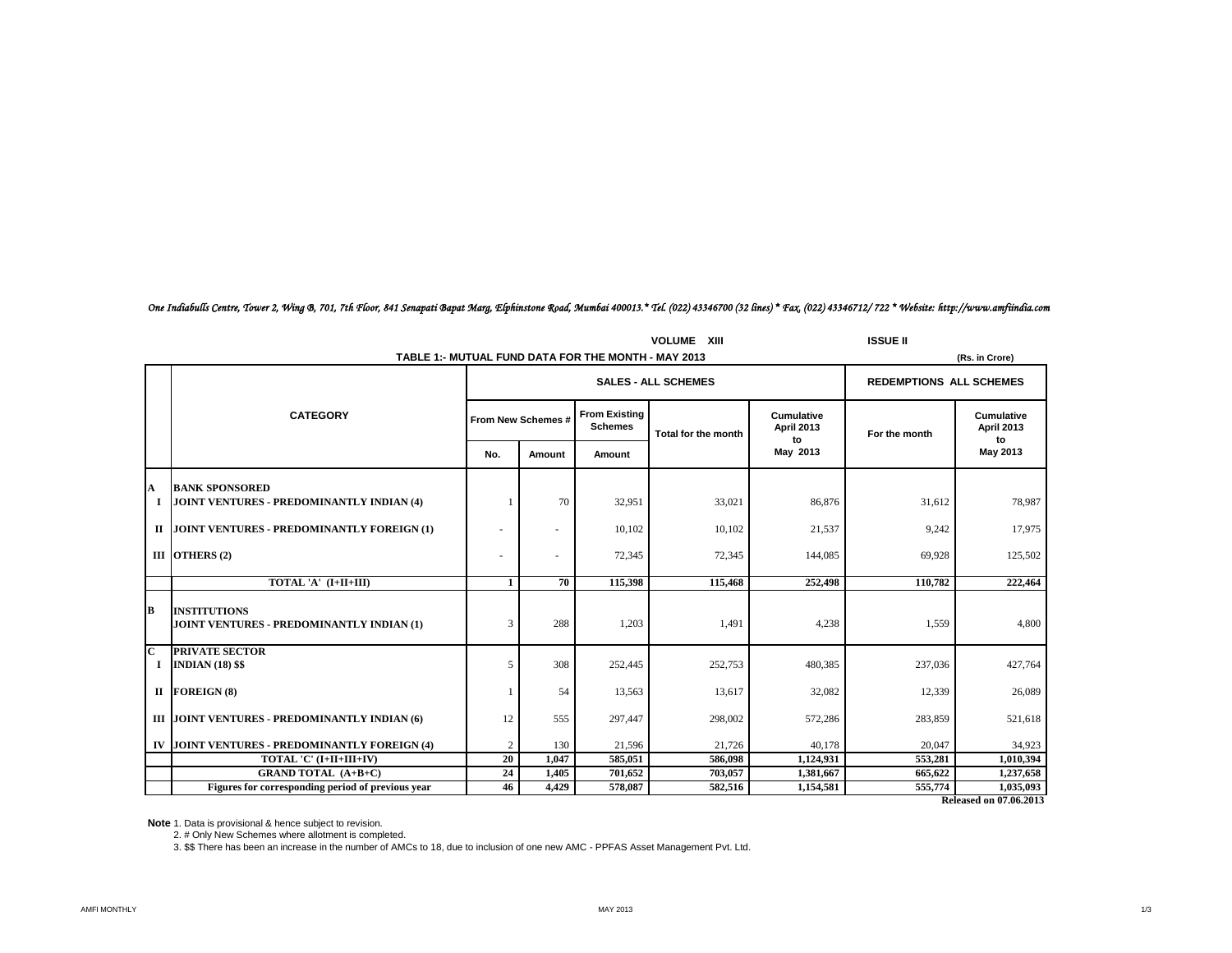*One Indiabulls Centre, Tower 2, Wing B, 701, 7th Floor, 841 Senapati Bapat Marg, Elphinstone Road, Mumbai 400013.* Tel. (022) 43346700 (32 lines) * Fax. (022) 43346712/ 722 * Website: http://www.amfiindia.com*

VOLUME XIII ISSUE II

## TABLE 1:- MUTUAL FUND DATA FOR THE MONTH - MAY 2013

(Rs. in Crore)

| | CATEGORY | SALES - ALL SCHEMES | | | | | REDEMPTIONS ALL SCHEMES | |
|---|---|---|---|---|---|---|---|---|
| | | From New Schemes # | | From Existing Schemes | Total for the month | Cumulative April 2013 to May 2013 | For the month | Cumulative April 2013 to May 2013 |
| | | No. | Amount | Amount | | | | |
| **A** | **BANK SPONSORED** | | | | | | | |
| **I** | **JOINT VENTURES - PREDOMINANTLY INDIAN (4)** | 1 | 70 | 32,951 | 33,021 | 86,876 | 31,612 | 78,987 |
| **II** | **JOINT VENTURES - PREDOMINANTLY FOREIGN (1)** | - | - | 10,102 | 10,102 | 21,537 | 9,242 | 17,975 |
| **III** | **OTHERS (2)** | - | - | 72,345 | 72,345 | 144,085 | 69,928 | 125,502 |
| | **TOTAL 'A' (I+II+III)** | **1** | **70** | **115,398** | **115,468** | **252,498** | **110,782** | **222,464** |
| **B** | **INSTITUTIONS** | | | | | | | |
| | **JOINT VENTURES - PREDOMINANTLY INDIAN (1)** | 3 | 288 | 1,203 | 1,491 | 4,238 | 1,559 | 4,800 |
| **C** | **PRIVATE SECTOR** | | | | | | | |
| **I** | **INDIAN (18) $$** | 5 | 308 | 252,445 | 252,753 | 480,385 | 237,036 | 427,764 |
| **II** | **FOREIGN (8)** | 1 | 54 | 13,563 | 13,617 | 32,082 | 12,339 | 26,089 |
| **III** | **JOINT VENTURES - PREDOMINANTLY INDIAN (6)** | 12 | 555 | 297,447 | 298,002 | 572,286 | 283,859 | 521,618 |
| **IV** | **JOINT VENTURES - PREDOMINANTLY FOREIGN (4)** | 2 | 130 | 21,596 | 21,726 | 40,178 | 20,047 | 34,923 |
| | **TOTAL 'C' (I+II+III+IV)** | **20** | **1,047** | **585,051** | **586,098** | **1,124,931** | **553,281** | **1,010,394** |
| | **GRAND TOTAL (A+B+C)** | **24** | **1,405** | **701,652** | **703,057** | **1,381,667** | **665,622** | **1,237,658** |
| | **Figures for corresponding period of previous year** | **46** | **4,429** | **578,087** | **582,516** | **1,154,581** | **555,774** | **1,035,093** |

**Released on 07.06.2013**

**Note** 1. Data is provisional & hence subject to revision.

2. # Only New Schemes where allotment is completed.

3. $$ There has been an increase in the number of AMCs to 18, due to inclusion of one new AMC - PPFAS Asset Management Pvt. Ltd.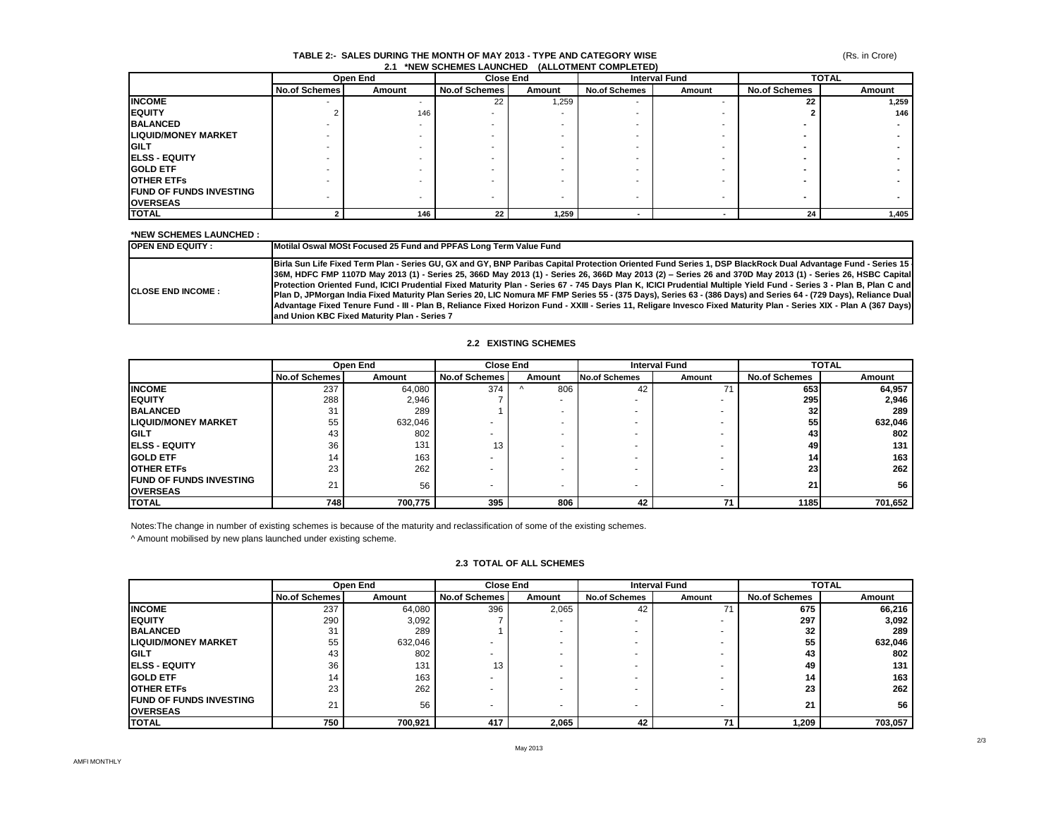# TABLE 2:- SALES DURING THE MONTH OF MAY 2013 - TYPE AND CATEGORY WISE

(Rs. in Crore)

## 2.1 *NEW SCHEMES LAUNCHED (ALLOTMENT COMPLETED)

| | Open End | | Close End | | Interval Fund | | TOTAL | |
|---|---|---|---|---|---|---|---|---|
| | No.of Schemes | Amount | No.of Schemes | Amount | No.of Schemes | Amount | No.of Schemes | Amount |
| **INCOME** | - | - | 22 | 1,259 | - | - | **22** | **1,259** |
| **EQUITY** | 2 | 146 | - | - | - | - | **2** | **146** |
| **BALANCED** | - | - | - | - | - | - | **-** | **-** |
| **LIQUID/MONEY MARKET** | - | - | - | - | - | - | **-** | **-** |
| **GILT** | - | - | - | - | - | - | **-** | **-** |
| **ELSS - EQUITY** | - | - | - | - | - | - | **-** | **-** |
| **GOLD ETF** | - | - | - | - | - | - | **-** | **-** |
| **OTHER ETFs** | - | - | - | - | - | - | **-** | **-** |
| **FUND OF FUNDS INVESTING OVERSEAS** | - | - | - | - | - | - | **-** | **-** |
| **TOTAL** | **2** | **146** | **22** | **1,259** | **-** | **-** | **24** | **1,405** |

**\*NEW SCHEMES LAUNCHED :**

| | |
|---|---|
| **OPEN END EQUITY :** | **Motilal Oswal MOSt Focused 25 Fund and PPFAS Long Term Value Fund** |
| **CLOSE END INCOME :** | **Birla Sun Life Fixed Term Plan - Series GU, GX and GY, BNP Paribas Capital Protection Oriented Fund Series 1, DSP BlackRock Dual Advantage Fund - Series 15 - 36M, HDFC FMP 1107D May 2013 (1) - Series 25, 366D May 2013 (1) - Series 26, 366D May 2013 (2) – Series 26 and 370D May 2013 (1) - Series 26, HSBC Capital Protection Oriented Fund, ICICI Prudential Fixed Maturity Plan - Series 67 - 745 Days Plan K, ICICI Prudential Multiple Yield Fund - Series 3 - Plan B, Plan C and Plan D, JPMorgan India Fixed Maturity Plan Series 20, LIC Nomura MF FMP Series 55 - (375 Days), Series 63 - (386 Days) and Series 64 - (729 Days), Reliance Dual Advantage Fixed Tenure Fund - III - Plan B, Reliance Fixed Horizon Fund - XXIII - Series 11, Religare Invesco Fixed Maturity Plan - Series XIX - Plan A (367 Days) and Union KBC Fixed Maturity Plan - Series 7** |

## 2.2 EXISTING SCHEMES

| | Open End | | Close End | | Interval Fund | | TOTAL | |
|---|---|---|---|---|---|---|---|---|
| | No.of Schemes | Amount | No.of Schemes | Amount | No.of Schemes | Amount | No.of Schemes | Amount |
| **INCOME** | 237 | 64,080 | 374 | ^ 806 | 42 | 71 | **653** | **64,957** |
| **EQUITY** | 288 | 2,946 | 7 | - | - | - | **295** | **2,946** |
| **BALANCED** | 31 | 289 | 1 | - | - | - | **32** | **289** |
| **LIQUID/MONEY MARKET** | 55 | 632,046 | - | - | - | - | **55** | **632,046** |
| **GILT** | 43 | 802 | - | - | - | - | **43** | **802** |
| **ELSS - EQUITY** | 36 | 131 | 13 | - | - | - | **49** | **131** |
| **GOLD ETF** | 14 | 163 | - | - | - | - | **14** | **163** |
| **OTHER ETFs** | 23 | 262 | - | - | - | - | **23** | **262** |
| **FUND OF FUNDS INVESTING OVERSEAS** | 21 | 56 | - | - | - | - | **21** | **56** |
| **TOTAL** | **748** | **700,775** | **395** | **806** | **42** | **71** | **1185** | **701,652** |

Notes:The change in number of existing schemes is because of the maturity and reclassification of some of the existing schemes.

^ Amount mobilised by new plans launched under existing scheme.

## 2.3 TOTAL OF ALL SCHEMES

| | Open End | | Close End | | Interval Fund | | TOTAL | |
|---|---|---|---|---|---|---|---|---|
| | No.of Schemes | Amount | No.of Schemes | Amount | No.of Schemes | Amount | No.of Schemes | Amount |
| **INCOME** | 237 | 64,080 | 396 | 2,065 | 42 | 71 | **675** | **66,216** |
| **EQUITY** | 290 | 3,092 | 7 | - | - | - | **297** | **3,092** |
| **BALANCED** | 31 | 289 | 1 | - | - | - | **32** | **289** |
| **LIQUID/MONEY MARKET** | 55 | 632,046 | - | - | - | - | **55** | **632,046** |
| **GILT** | 43 | 802 | - | - | - | - | **43** | **802** |
| **ELSS - EQUITY** | 36 | 131 | 13 | - | - | - | **49** | **131** |
| **GOLD ETF** | 14 | 163 | - | - | - | - | **14** | **163** |
| **OTHER ETFs** | 23 | 262 | - | - | - | - | **23** | **262** |
| **FUND OF FUNDS INVESTING OVERSEAS** | 21 | 56 | - | - | - | - | **21** | **56** |
| **TOTAL** | **750** | **700,921** | **417** | **2,065** | **42** | **71** | **1,209** | **703,057** |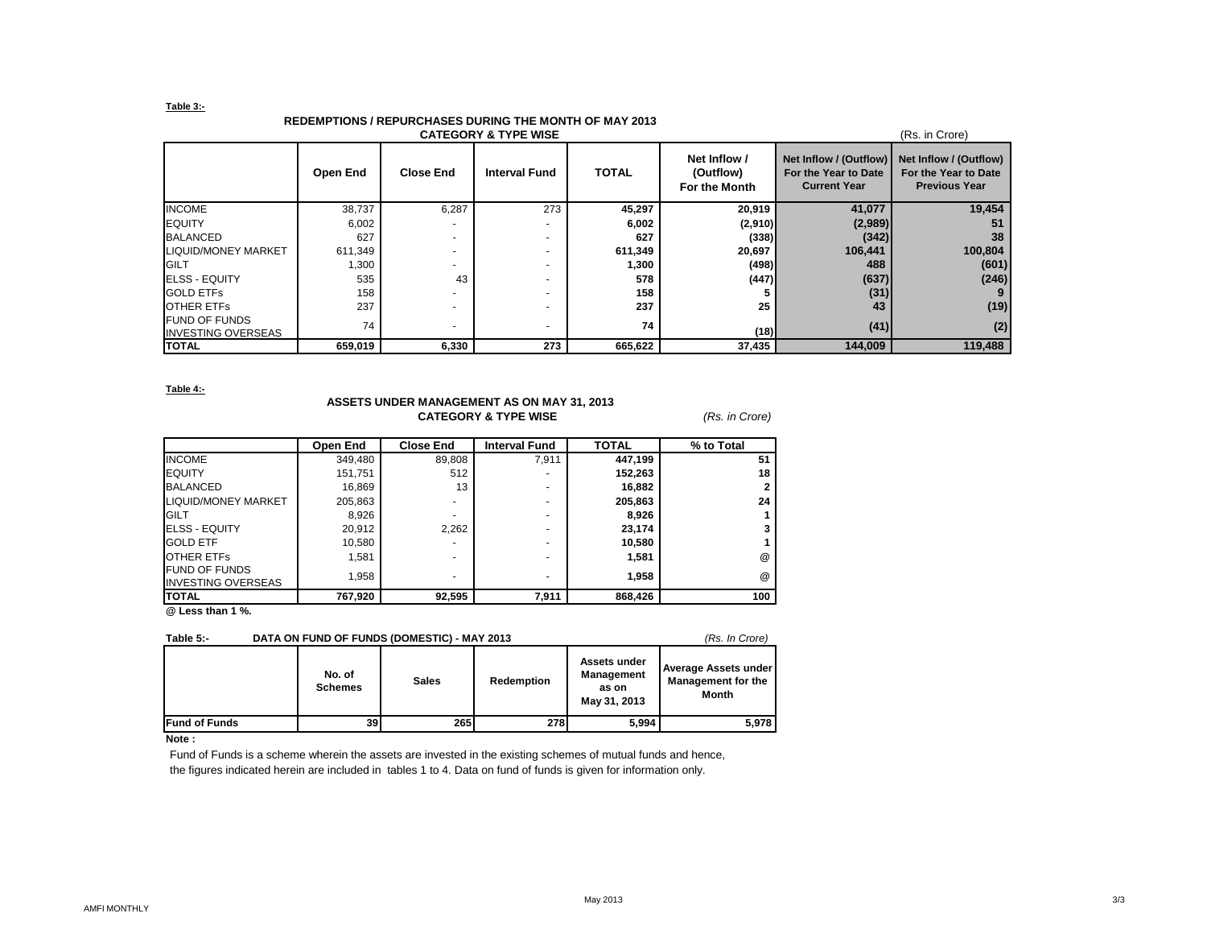**Table 3:-**

### REDEMPTIONS / REPURCHASES DURING THE MONTH OF MAY 2013
### CATEGORY & TYPE WISE

(Rs. in Crore)

| | Open End | Close End | Interval Fund | TOTAL | Net Inflow / (Outflow) For the Month | Net Inflow / (Outflow) For the Year to Date Current Year | Net Inflow / (Outflow) For the Year to Date Previous Year |
|---|---|---|---|---|---|---|---|
| INCOME | 38,737 | 6,287 | 273 | **45,297** | **20,919** | **41,077** | **19,454** |
| EQUITY | 6,002 | - | - | **6,002** | **(2,910)** | **(2,989)** | **51** |
| BALANCED | 627 | - | - | **627** | **(338)** | **(342)** | **38** |
| LIQUID/MONEY MARKET | 611,349 | - | - | **611,349** | **20,697** | **106,441** | **100,804** |
| GILT | 1,300 | - | - | **1,300** | **(498)** | **488** | **(601)** |
| ELSS - EQUITY | 535 | 43 | - | **578** | **(447)** | **(637)** | **(246)** |
| GOLD ETFs | 158 | - | - | **158** | **5** | **(31)** | **9** |
| OTHER ETFs | 237 | - | - | **237** | **25** | **43** | **(19)** |
| FUND OF FUNDS INVESTING OVERSEAS | 74 | - | - | **74** | **(18)** | **(41)** | **(2)** |
| **TOTAL** | **659,019** | **6,330** | **273** | **665,622** | **37,435** | **144,009** | **119,488** |

**Table 4:-**

### ASSETS UNDER MANAGEMENT AS ON MAY 31, 2013
### CATEGORY & TYPE WISE

*(Rs. in Crore)*

| | Open End | Close End | Interval Fund | TOTAL | % to Total |
|---|---|---|---|---|---|
| INCOME | 349,480 | 89,808 | 7,911 | **447,199** | **51** |
| EQUITY | 151,751 | 512 | - | **152,263** | **18** |
| BALANCED | 16,869 | 13 | - | **16,882** | **2** |
| LIQUID/MONEY MARKET | 205,863 | - | - | **205,863** | **24** |
| GILT | 8,926 | - | - | **8,926** | **1** |
| ELSS - EQUITY | 20,912 | 2,262 | - | **23,174** | **3** |
| GOLD ETF | 10,580 | - | - | **10,580** | **1** |
| OTHER ETFs | 1,581 | - | - | **1,581** | **@** |
| FUND OF FUNDS INVESTING OVERSEAS | 1,958 | - | - | **1,958** | **@** |
| **TOTAL** | **767,920** | **92,595** | **7,911** | **868,426** | **100** |

**@ Less than 1 %.**

**Table 5:- DATA ON FUND OF FUNDS (DOMESTIC) - MAY 2013**

*(Rs. In Crore)*

| | No. of Schemes | Sales | Redemption | Assets under Management as on May 31, 2013 | Average Assets under Management for the Month |
|---|---|---|---|---|---|
| **Fund of Funds** | **39** | **265** | **278** | **5,994** | **5,978** |

**Note :**

Fund of Funds is a scheme wherein the assets are invested in the existing schemes of mutual funds and hence, the figures indicated herein are included in tables 1 to 4. Data on fund of funds is given for information only.